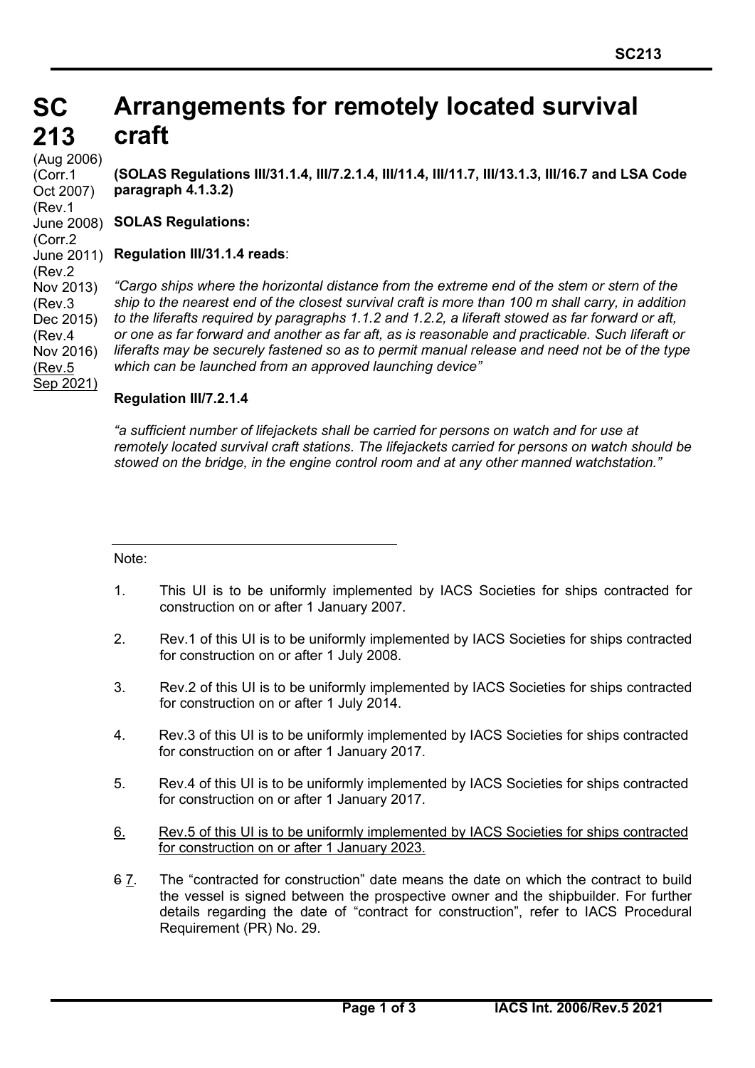# SC 213 Arrangements for remotely located survival craft

(Aug 2006)
(Corr.1 Oct 2007)
(Rev.1 June 2008)
(Corr.2 June 2011)
(Rev.2 Nov 2013)
(Rev.3 Dec 2015)
(Rev.4 Nov 2016)
(Rev.5 Sep 2021)

**(SOLAS Regulations III/31.1.4, III/7.2.1.4, III/11.4, III/11.7, III/13.1.3, III/16.7 and LSA Code paragraph 4.1.3.2)**

**SOLAS Regulations:**

**Regulation III/31.1.4 reads**:

*"Cargo ships where the horizontal distance from the extreme end of the stem or stern of the ship to the nearest end of the closest survival craft is more than 100 m shall carry, in addition to the liferafts required by paragraphs 1.1.2 and 1.2.2, a liferaft stowed as far forward or aft, or one as far forward and another as far aft, as is reasonable and practicable. Such liferaft or liferafts may be securely fastened so as to permit manual release and need not be of the type which can be launched from an approved launching device"*

**Regulation III/7.2.1.4**

*"a sufficient number of lifejackets shall be carried for persons on watch and for use at remotely located survival craft stations. The lifejackets carried for persons on watch should be stowed on the bridge, in the engine control room and at any other manned watchstation."*

---

Note:

1. This UI is to be uniformly implemented by IACS Societies for ships contracted for construction on or after 1 January 2007.

2. Rev.1 of this UI is to be uniformly implemented by IACS Societies for ships contracted for construction on or after 1 July 2008.

3. Rev.2 of this UI is to be uniformly implemented by IACS Societies for ships contracted for construction on or after 1 July 2014.

4. Rev.3 of this UI is to be uniformly implemented by IACS Societies for ships contracted for construction on or after 1 January 2017.

5. Rev.4 of this UI is to be uniformly implemented by IACS Societies for ships contracted for construction on or after 1 January 2017.

6. Rev.5 of this UI is to be uniformly implemented by IACS Societies for ships contracted for construction on or after 1 January 2023.

~~6~~ 7. The "contracted for construction" date means the date on which the contract to build the vessel is signed between the prospective owner and the shipbuilder. For further details regarding the date of "contract for construction", refer to IACS Procedural Requirement (PR) No. 29.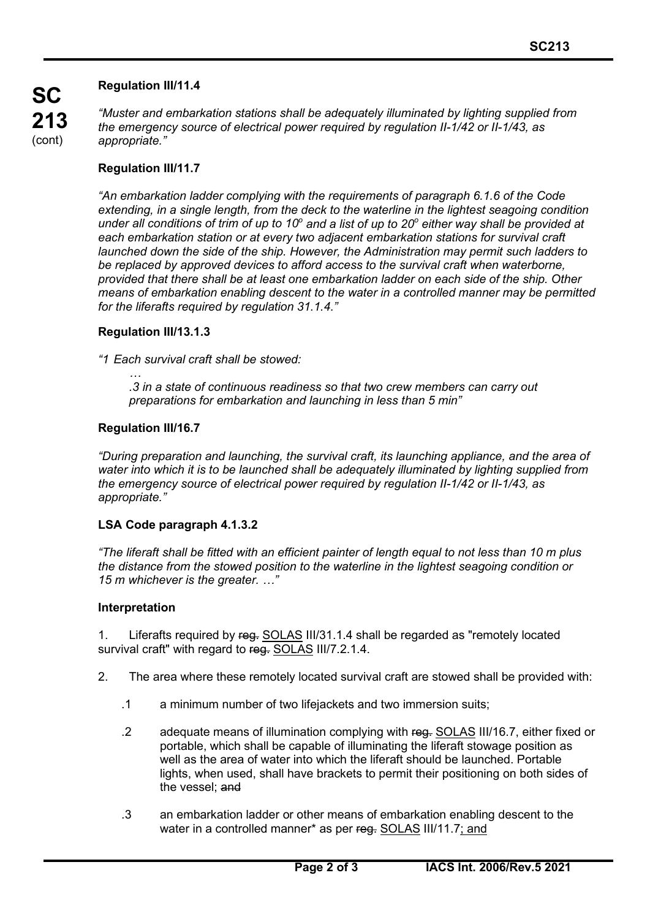**Regulation III/11.4**

*"Muster and embarkation stations shall be adequately illuminated by lighting supplied from the emergency source of electrical power required by regulation II-1/42 or II-1/43, as appropriate."*

**Regulation III/11.7**

*"An embarkation ladder complying with the requirements of paragraph 6.1.6 of the Code extending, in a single length, from the deck to the waterline in the lightest seagoing condition under all conditions of trim of up to $10^o$ and a list of up to $20^o$ either way shall be provided at each embarkation station or at every two adjacent embarkation stations for survival craft launched down the side of the ship. However, the Administration may permit such ladders to be replaced by approved devices to afford access to the survival craft when waterborne, provided that there shall be at least one embarkation ladder on each side of the ship. Other means of embarkation enabling descent to the water in a controlled manner may be permitted for the liferafts required by regulation 31.1.4."*

**Regulation III/13.1.3**

*"1 Each survival craft shall be stowed:*

*…*

*.3 in a state of continuous readiness so that two crew members can carry out preparations for embarkation and launching in less than 5 min"*

**Regulation III/16.7**

*"During preparation and launching, the survival craft, its launching appliance, and the area of water into which it is to be launched shall be adequately illuminated by lighting supplied from the emergency source of electrical power required by regulation II-1/42 or II-1/43, as appropriate."*

**LSA Code paragraph 4.1.3.2**

*"The liferaft shall be fitted with an efficient painter of length equal to not less than 10 m plus the distance from the stowed position to the waterline in the lightest seagoing condition or 15 m whichever is the greater. …"*

**Interpretation**

1. Liferafts required by ~~reg.~~ SOLAS III/31.1.4 shall be regarded as "remotely located survival craft" with regard to ~~reg.~~ SOLAS III/7.2.1.4.

2. The area where these remotely located survival craft are stowed shall be provided with:

   .1 a minimum number of two lifejackets and two immersion suits;

   .2 adequate means of illumination complying with ~~reg.~~ SOLAS III/16.7, either fixed or portable, which shall be capable of illuminating the liferaft stowage position as well as the area of water into which the liferaft should be launched. Portable lights, when used, shall have brackets to permit their positioning on both sides of the vessel; ~~and~~

   .3 an embarkation ladder or other means of embarkation enabling descent to the water in a controlled manner* as per ~~reg.~~ SOLAS III/11.7; and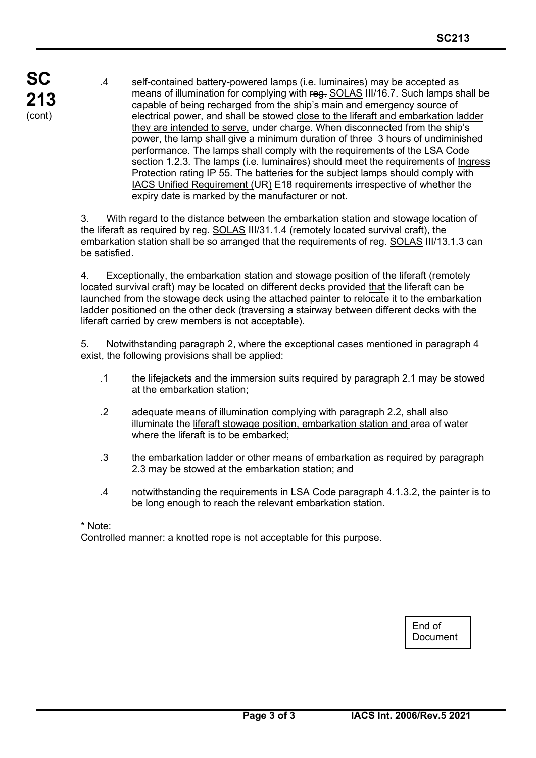.4 self-contained battery-powered lamps (i.e. luminaires) may be accepted as means of illumination for complying with ~~reg.~~ SOLAS III/16.7. Such lamps shall be capable of being recharged from the ship's main and emergency source of electrical power, and shall be stowed close to the liferaft and embarkation ladder they are intended to serve, under charge. When disconnected from the ship's power, the lamp shall give a minimum duration of three ~~3~~ hours of undiminished performance. The lamps shall comply with the requirements of the LSA Code section 1.2.3. The lamps (i.e. luminaires) should meet the requirements of Ingress Protection rating IP 55. The batteries for the subject lamps should comply with IACS Unified Requirement (UR) E18 requirements irrespective of whether the expiry date is marked by the manufacturer or not.

3. With regard to the distance between the embarkation station and stowage location of the liferaft as required by ~~reg.~~ SOLAS III/31.1.4 (remotely located survival craft), the embarkation station shall be so arranged that the requirements of ~~reg.~~ SOLAS III/13.1.3 can be satisfied.

4. Exceptionally, the embarkation station and stowage position of the liferaft (remotely located survival craft) may be located on different decks provided that the liferaft can be launched from the stowage deck using the attached painter to relocate it to the embarkation ladder positioned on the other deck (traversing a stairway between different decks with the liferaft carried by crew members is not acceptable).

5. Notwithstanding paragraph 2, where the exceptional cases mentioned in paragraph 4 exist, the following provisions shall be applied:

.1 the lifejackets and the immersion suits required by paragraph 2.1 may be stowed at the embarkation station;

.2 adequate means of illumination complying with paragraph 2.2, shall also illuminate the liferaft stowage position, embarkation station and area of water where the liferaft is to be embarked;

.3 the embarkation ladder or other means of embarkation as required by paragraph 2.3 may be stowed at the embarkation station; and

.4 notwithstanding the requirements in LSA Code paragraph 4.1.3.2, the painter is to be long enough to reach the relevant embarkation station.

* Note:
Controlled manner: a knotted rope is not acceptable for this purpose.

End of Document